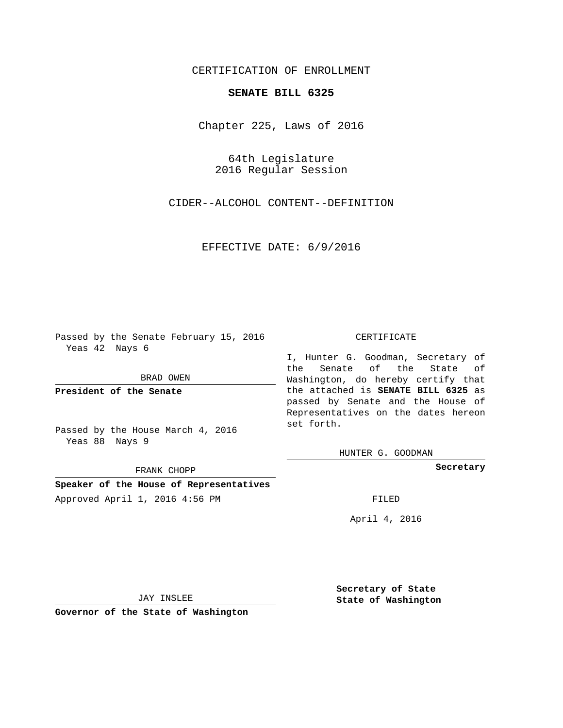CERTIFICATION OF ENROLLMENT

# SENATE BILL 6325

Chapter 225, Laws of 2016

64th Legislature
2016 Regular Session

CIDER--ALCOHOL CONTENT--DEFINITION

EFFECTIVE DATE: 6/9/2016

Passed by the Senate February 15, 2016
Yeas 42 Nays 6

BRAD OWEN

**President of the Senate**

Passed by the House March 4, 2016
Yeas 88 Nays 9

FRANK CHOPP

**Speaker of the House of Representatives**

Approved April 1, 2016 4:56 PM

JAY INSLEE

**Governor of the State of Washington**

CERTIFICATE

I, Hunter G. Goodman, Secretary of the Senate of the State of Washington, do hereby certify that the attached is **SENATE BILL 6325** as passed by Senate and the House of Representatives on the dates hereon set forth.

HUNTER G. GOODMAN

**Secretary**

FILED

April 4, 2016

**Secretary of State**
**State of Washington**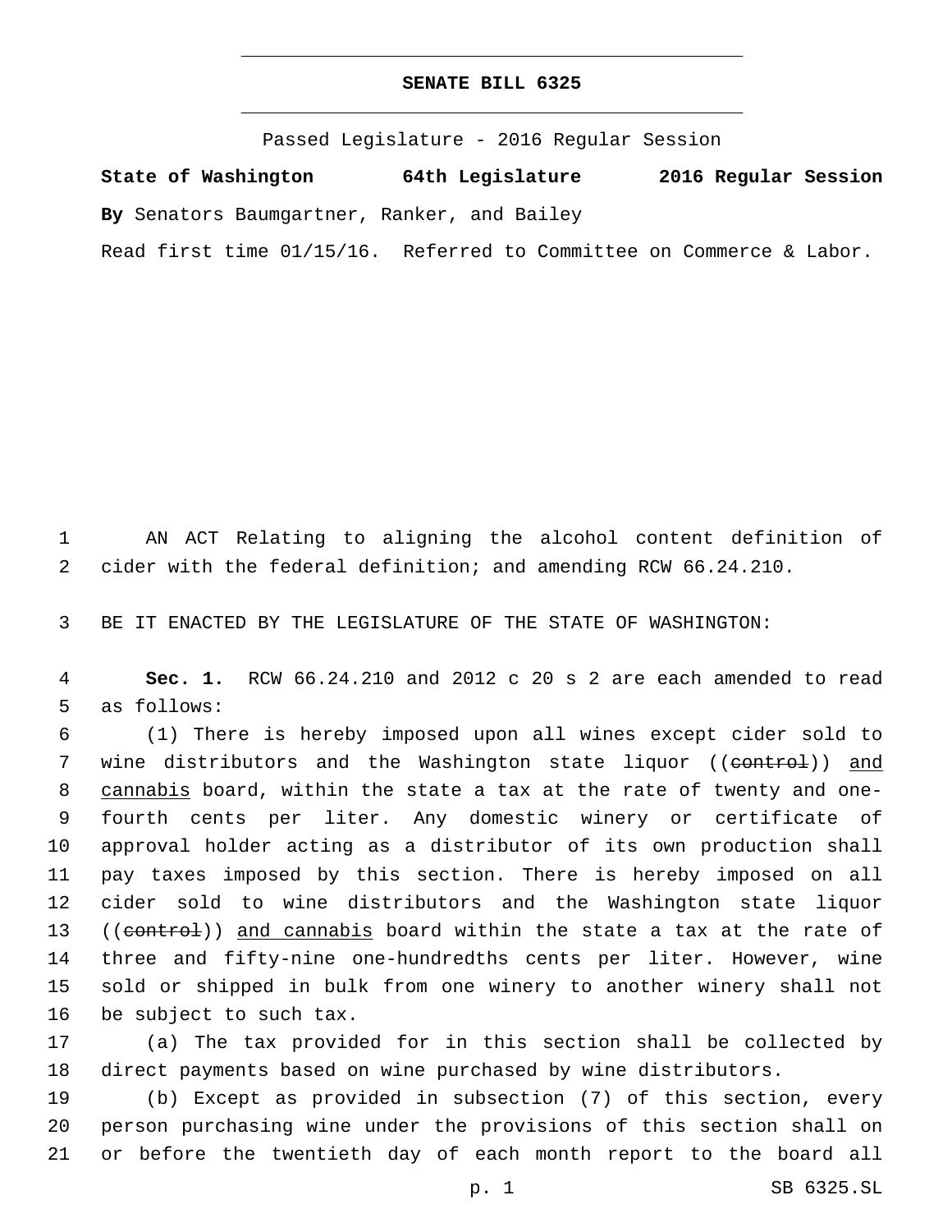# SENATE BILL 6325

Passed Legislature - 2016 Regular Session

**State of Washington 64th Legislature 2016 Regular Session**

**By** Senators Baumgartner, Ranker, and Bailey

Read first time 01/15/16. Referred to Committee on Commerce & Labor.

AN ACT Relating to aligning the alcohol content definition of cider with the federal definition; and amending RCW 66.24.210.

BE IT ENACTED BY THE LEGISLATURE OF THE STATE OF WASHINGTON:

**Sec. 1.** RCW 66.24.210 and 2012 c 20 s 2 are each amended to read as follows:

(1) There is hereby imposed upon all wines except cider sold to wine distributors and the Washington state liquor ((~~control~~)) and cannabis board, within the state a tax at the rate of twenty and one-fourth cents per liter. Any domestic winery or certificate of approval holder acting as a distributor of its own production shall pay taxes imposed by this section. There is hereby imposed on all cider sold to wine distributors and the Washington state liquor ((~~control~~)) and cannabis board within the state a tax at the rate of three and fifty-nine one-hundredths cents per liter. However, wine sold or shipped in bulk from one winery to another winery shall not be subject to such tax.

(a) The tax provided for in this section shall be collected by direct payments based on wine purchased by wine distributors.

(b) Except as provided in subsection (7) of this section, every person purchasing wine under the provisions of this section shall on or before the twentieth day of each month report to the board all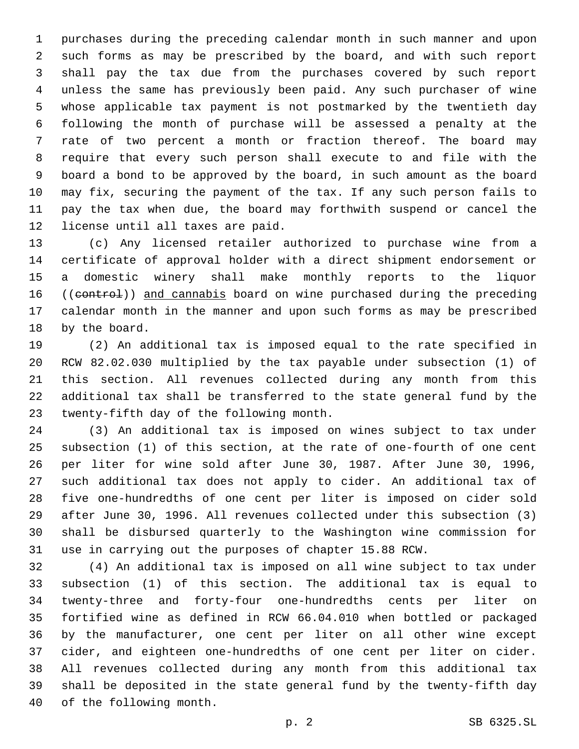purchases during the preceding calendar month in such manner and upon such forms as may be prescribed by the board, and with such report shall pay the tax due from the purchases covered by such report unless the same has previously been paid. Any such purchaser of wine whose applicable tax payment is not postmarked by the twentieth day following the month of purchase will be assessed a penalty at the rate of two percent a month or fraction thereof. The board may require that every such person shall execute to and file with the board a bond to be approved by the board, in such amount as the board may fix, securing the payment of the tax. If any such person fails to pay the tax when due, the board may forthwith suspend or cancel the license until all taxes are paid.

(c) Any licensed retailer authorized to purchase wine from a certificate of approval holder with a direct shipment endorsement or a domestic winery shall make monthly reports to the liquor ((~~control~~)) and cannabis board on wine purchased during the preceding calendar month in the manner and upon such forms as may be prescribed by the board.

(2) An additional tax is imposed equal to the rate specified in RCW 82.02.030 multiplied by the tax payable under subsection (1) of this section. All revenues collected during any month from this additional tax shall be transferred to the state general fund by the twenty-fifth day of the following month.

(3) An additional tax is imposed on wines subject to tax under subsection (1) of this section, at the rate of one-fourth of one cent per liter for wine sold after June 30, 1987. After June 30, 1996, such additional tax does not apply to cider. An additional tax of five one-hundredths of one cent per liter is imposed on cider sold after June 30, 1996. All revenues collected under this subsection (3) shall be disbursed quarterly to the Washington wine commission for use in carrying out the purposes of chapter 15.88 RCW.

(4) An additional tax is imposed on all wine subject to tax under subsection (1) of this section. The additional tax is equal to twenty-three and forty-four one-hundredths cents per liter on fortified wine as defined in RCW 66.04.010 when bottled or packaged by the manufacturer, one cent per liter on all other wine except cider, and eighteen one-hundredths of one cent per liter on cider. All revenues collected during any month from this additional tax shall be deposited in the state general fund by the twenty-fifth day of the following month.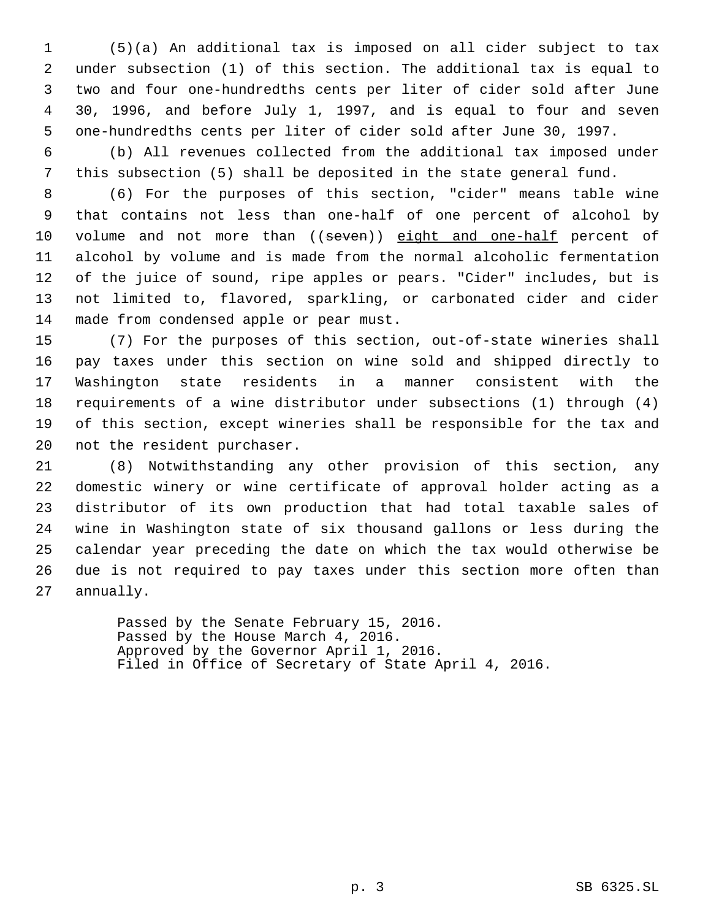(5)(a) An additional tax is imposed on all cider subject to tax under subsection (1) of this section. The additional tax is equal to two and four one-hundredths cents per liter of cider sold after June 30, 1996, and before July 1, 1997, and is equal to four and seven one-hundredths cents per liter of cider sold after June 30, 1997.

(b) All revenues collected from the additional tax imposed under this subsection (5) shall be deposited in the state general fund.

(6) For the purposes of this section, "cider" means table wine that contains not less than one-half of one percent of alcohol by volume and not more than ((~~seven~~)) <u>eight and one-half</u> percent of alcohol by volume and is made from the normal alcoholic fermentation of the juice of sound, ripe apples or pears. "Cider" includes, but is not limited to, flavored, sparkling, or carbonated cider and cider made from condensed apple or pear must.

(7) For the purposes of this section, out-of-state wineries shall pay taxes under this section on wine sold and shipped directly to Washington state residents in a manner consistent with the requirements of a wine distributor under subsections (1) through (4) of this section, except wineries shall be responsible for the tax and not the resident purchaser.

(8) Notwithstanding any other provision of this section, any domestic winery or wine certificate of approval holder acting as a distributor of its own production that had total taxable sales of wine in Washington state of six thousand gallons or less during the calendar year preceding the date on which the tax would otherwise be due is not required to pay taxes under this section more often than annually.

Passed by the Senate February 15, 2016.
Passed by the House March 4, 2016.
Approved by the Governor April 1, 2016.
Filed in Office of Secretary of State April 4, 2016.